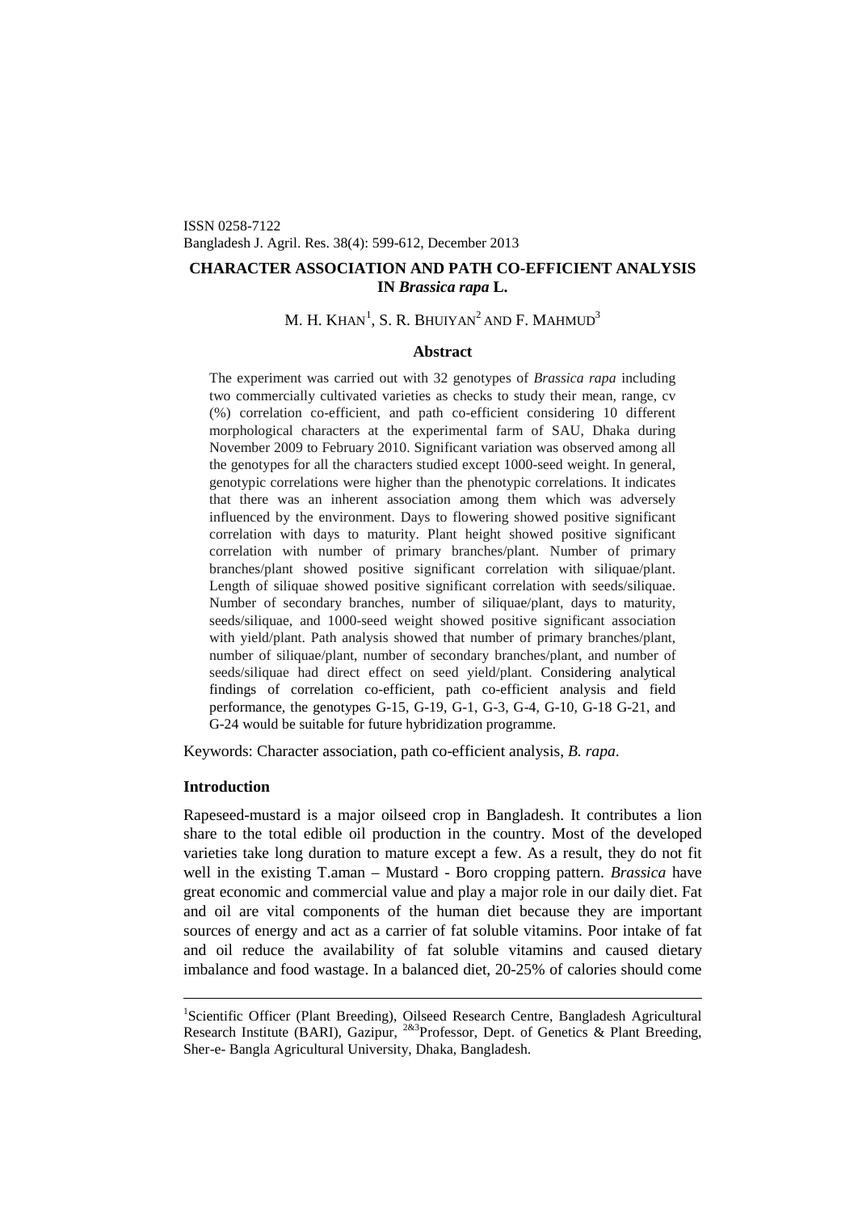ISSN 0258-7122
Bangladesh J. Agril. Res. 38(4): 599-612, December 2013

# CHARACTER ASSOCIATION AND PATH CO-EFFICIENT ANALYSIS IN *Brassica rapa* L.

M. H. KHAN[1], S. R. BHUIYAN[2] AND F. MAHMUD[3]

## Abstract

The experiment was carried out with 32 genotypes of *Brassica rapa* including two commercially cultivated varieties as checks to study their mean, range, cv (%) correlation co-efficient, and path co-efficient considering 10 different morphological characters at the experimental farm of SAU, Dhaka during November 2009 to February 2010. Significant variation was observed among all the genotypes for all the characters studied except 1000-seed weight. In general, genotypic correlations were higher than the phenotypic correlations. It indicates that there was an inherent association among them which was adversely influenced by the environment. Days to flowering showed positive significant correlation with days to maturity. Plant height showed positive significant correlation with number of primary branches/plant. Number of primary branches/plant showed positive significant correlation with siliquae/plant. Length of siliquae showed positive significant correlation with seeds/siliquae. Number of secondary branches, number of siliquae/plant, days to maturity, seeds/siliquae, and 1000-seed weight showed positive significant association with yield/plant. Path analysis showed that number of primary branches/plant, number of siliquae/plant, number of secondary branches/plant, and number of seeds/siliquae had direct effect on seed yield/plant. Considering analytical findings of correlation co-efficient, path co-efficient analysis and field performance, the genotypes G-15, G-19, G-1, G-3, G-4, G-10, G-18 G-21, and G-24 would be suitable for future hybridization programme.

Keywords: Character association, path co-efficient analysis, *B. rapa*.

## Introduction

Rapeseed-mustard is a major oilseed crop in Bangladesh. It contributes a lion share to the total edible oil production in the country. Most of the developed varieties take long duration to mature except a few. As a result, they do not fit well in the existing T.aman – Mustard - Boro cropping pattern. *Brassica* have great economic and commercial value and play a major role in our daily diet. Fat and oil are vital components of the human diet because they are important sources of energy and act as a carrier of fat soluble vitamins. Poor intake of fat and oil reduce the availability of fat soluble vitamins and caused dietary imbalance and food wastage. In a balanced diet, 20-25% of calories should come

---

[1]Scientific Officer (Plant Breeding), Oilseed Research Centre, Bangladesh Agricultural Research Institute (BARI), Gazipur, [2&3]Professor, Dept. of Genetics & Plant Breeding, Sher-e- Bangla Agricultural University, Dhaka, Bangladesh.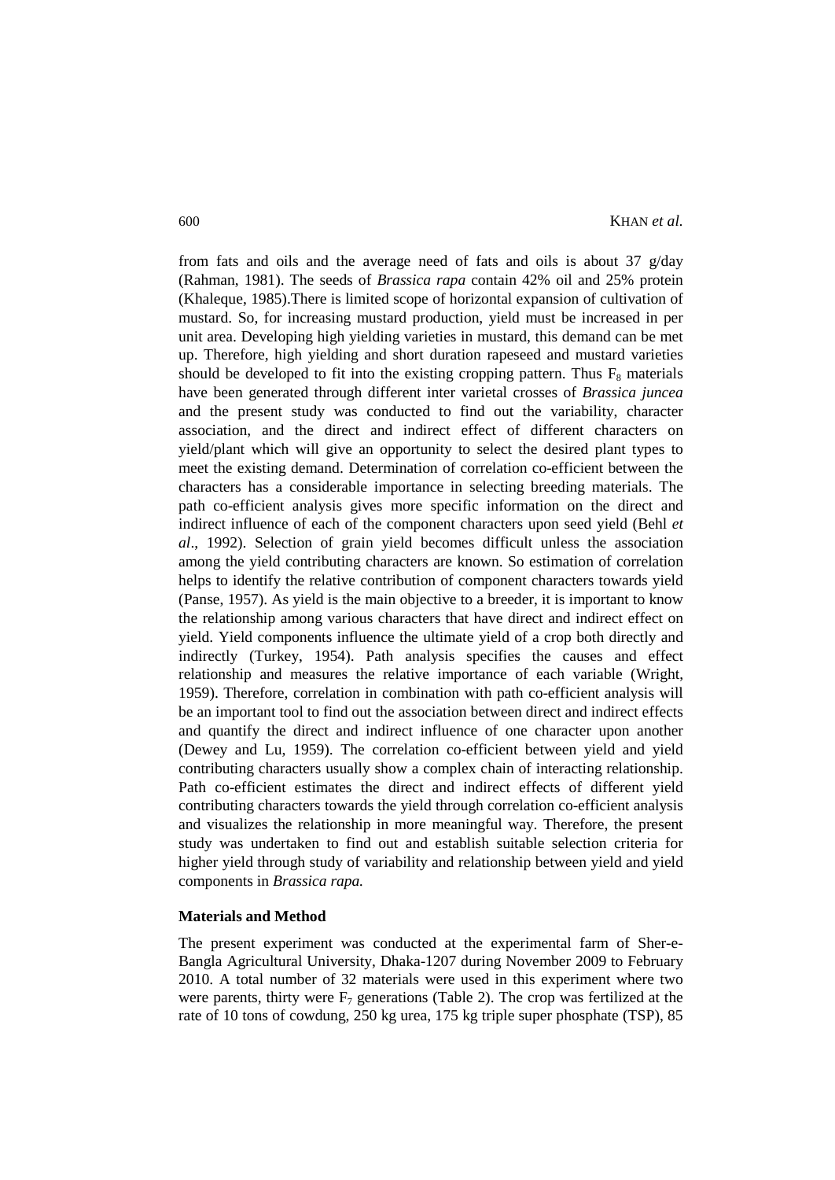from fats and oils and the average need of fats and oils is about 37 g/day (Rahman, 1981). The seeds of *Brassica rapa* contain 42% oil and 25% protein (Khaleque, 1985).There is limited scope of horizontal expansion of cultivation of mustard. So, for increasing mustard production, yield must be increased in per unit area. Developing high yielding varieties in mustard, this demand can be met up. Therefore, high yielding and short duration rapeseed and mustard varieties should be developed to fit into the existing cropping pattern. Thus $F_8$ materials have been generated through different inter varietal crosses of *Brassica juncea* and the present study was conducted to find out the variability, character association, and the direct and indirect effect of different characters on yield/plant which will give an opportunity to select the desired plant types to meet the existing demand. Determination of correlation co-efficient between the characters has a considerable importance in selecting breeding materials. The path co-efficient analysis gives more specific information on the direct and indirect influence of each of the component characters upon seed yield (Behl *et al*., 1992). Selection of grain yield becomes difficult unless the association among the yield contributing characters are known. So estimation of correlation helps to identify the relative contribution of component characters towards yield (Panse, 1957). As yield is the main objective to a breeder, it is important to know the relationship among various characters that have direct and indirect effect on yield. Yield components influence the ultimate yield of a crop both directly and indirectly (Turkey, 1954). Path analysis specifies the causes and effect relationship and measures the relative importance of each variable (Wright, 1959). Therefore, correlation in combination with path co-efficient analysis will be an important tool to find out the association between direct and indirect effects and quantify the direct and indirect influence of one character upon another (Dewey and Lu, 1959). The correlation co-efficient between yield and yield contributing characters usually show a complex chain of interacting relationship. Path co-efficient estimates the direct and indirect effects of different yield contributing characters towards the yield through correlation co-efficient analysis and visualizes the relationship in more meaningful way. Therefore, the present study was undertaken to find out and establish suitable selection criteria for higher yield through study of variability and relationship between yield and yield components in *Brassica rapa.*

**Materials and Method**

The present experiment was conducted at the experimental farm of Sher-e-Bangla Agricultural University, Dhaka-1207 during November 2009 to February 2010. A total number of 32 materials were used in this experiment where two were parents, thirty were $F_7$ generations (Table 2). The crop was fertilized at the rate of 10 tons of cowdung, 250 kg urea, 175 kg triple super phosphate (TSP), 85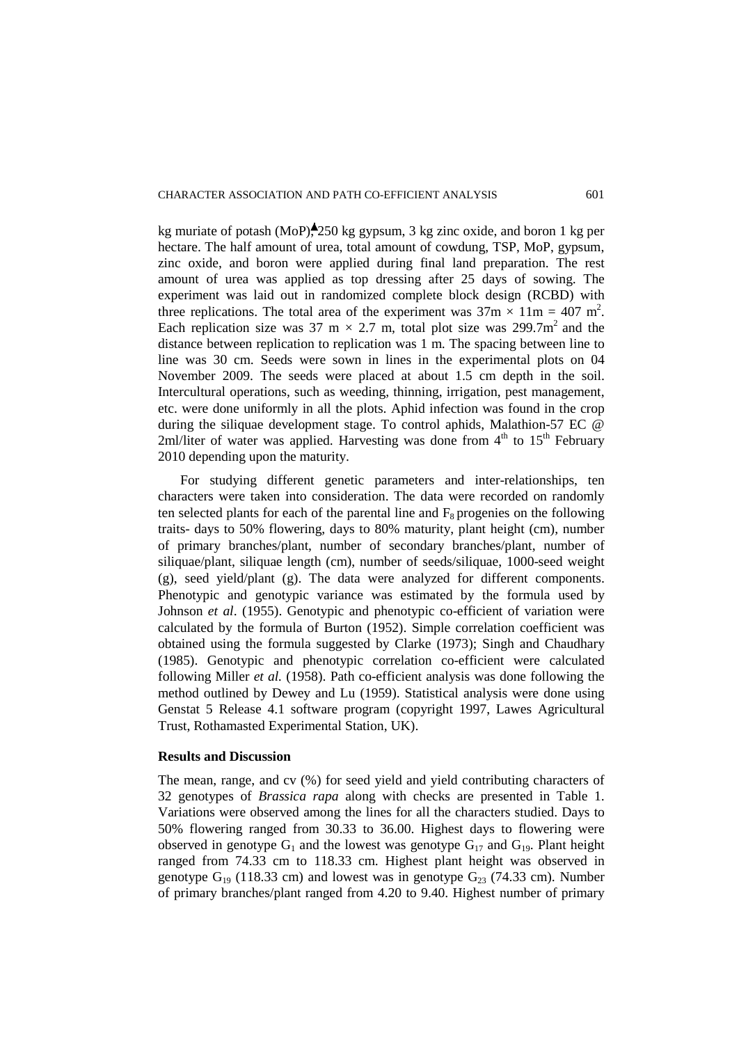kg muriate of potash (MoP), 250 kg gypsum, 3 kg zinc oxide, and boron 1 kg per hectare. The half amount of urea, total amount of cowdung, TSP, MoP, gypsum, zinc oxide, and boron were applied during final land preparation. The rest amount of urea was applied as top dressing after 25 days of sowing. The experiment was laid out in randomized complete block design (RCBD) with three replications. The total area of the experiment was $37\text{m} \times 11\text{m} = 407\ \text{m}^2$. Each replication size was $37\ \text{m} \times 2.7\ \text{m}$, total plot size was $299.7\text{m}^2$ and the distance between replication to replication was 1 m. The spacing between line to line was 30 cm. Seeds were sown in lines in the experimental plots on 04 November 2009. The seeds were placed at about 1.5 cm depth in the soil. Intercultural operations, such as weeding, thinning, irrigation, pest management, etc. were done uniformly in all the plots. Aphid infection was found in the crop during the siliquae development stage. To control aphids, Malathion-57 EC @ 2ml/liter of water was applied. Harvesting was done from $4^{th}$ to $15^{th}$ February 2010 depending upon the maturity.

For studying different genetic parameters and inter-relationships, ten characters were taken into consideration. The data were recorded on randomly ten selected plants for each of the parental line and $F_8$ progenies on the following traits- days to 50% flowering, days to 80% maturity, plant height (cm), number of primary branches/plant, number of secondary branches/plant, number of siliquae/plant, siliquae length (cm), number of seeds/siliquae, 1000-seed weight (g), seed yield/plant (g). The data were analyzed for different components. Phenotypic and genotypic variance was estimated by the formula used by Johnson *et al*. (1955). Genotypic and phenotypic co-efficient of variation were calculated by the formula of Burton (1952). Simple correlation coefficient was obtained using the formula suggested by Clarke (1973); Singh and Chaudhary (1985). Genotypic and phenotypic correlation co-efficient were calculated following Miller *et al.* (1958). Path co-efficient analysis was done following the method outlined by Dewey and Lu (1959). Statistical analysis were done using Genstat 5 Release 4.1 software program (copyright 1997, Lawes Agricultural Trust, Rothamasted Experimental Station, UK).

**Results and Discussion**

The mean, range, and cv (%) for seed yield and yield contributing characters of 32 genotypes of *Brassica rapa* along with checks are presented in Table 1. Variations were observed among the lines for all the characters studied. Days to 50% flowering ranged from 30.33 to 36.00. Highest days to flowering were observed in genotype $G_1$ and the lowest was genotype $G_{17}$ and $G_{19}$. Plant height ranged from 74.33 cm to 118.33 cm. Highest plant height was observed in genotype $G_{19}$ (118.33 cm) and lowest was in genotype $G_{23}$ (74.33 cm). Number of primary branches/plant ranged from 4.20 to 9.40. Highest number of primary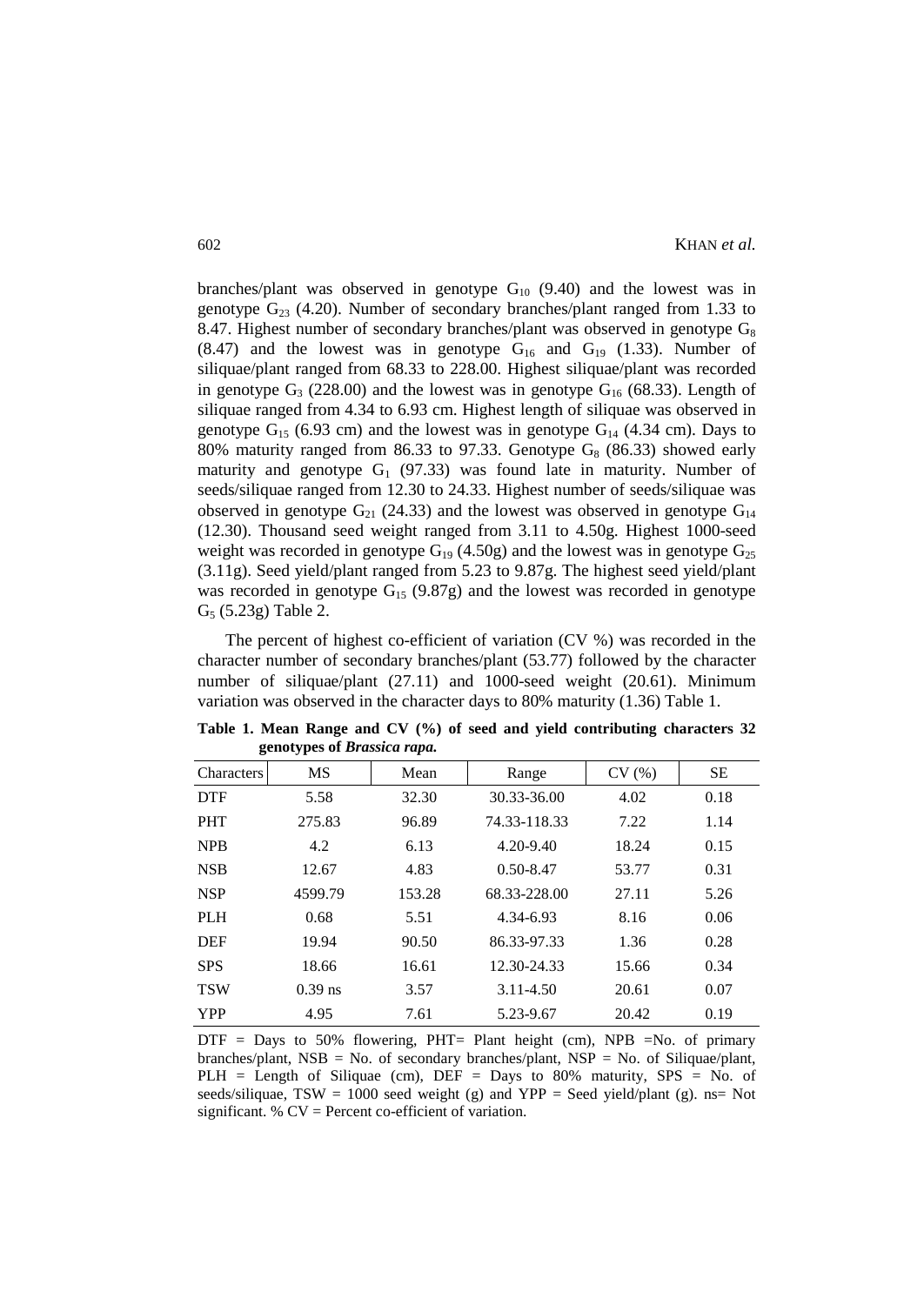branches/plant was observed in genotype $G_{10}$ (9.40) and the lowest was in genotype $G_{23}$ (4.20). Number of secondary branches/plant ranged from 1.33 to 8.47. Highest number of secondary branches/plant was observed in genotype $G_8$ (8.47) and the lowest was in genotype $G_{16}$ and $G_{19}$ (1.33). Number of siliquae/plant ranged from 68.33 to 228.00. Highest siliquae/plant was recorded in genotype $G_3$ (228.00) and the lowest was in genotype $G_{16}$ (68.33). Length of siliquae ranged from 4.34 to 6.93 cm. Highest length of siliquae was observed in genotype $G_{15}$ (6.93 cm) and the lowest was in genotype $G_{14}$ (4.34 cm). Days to 80% maturity ranged from 86.33 to 97.33. Genotype $G_8$ (86.33) showed early maturity and genotype $G_1$ (97.33) was found late in maturity. Number of seeds/siliquae ranged from 12.30 to 24.33. Highest number of seeds/siliquae was observed in genotype $G_{21}$ (24.33) and the lowest was observed in genotype $G_{14}$ (12.30). Thousand seed weight ranged from 3.11 to 4.50g. Highest 1000-seed weight was recorded in genotype $G_{19}$ (4.50g) and the lowest was in genotype $G_{25}$ (3.11g). Seed yield/plant ranged from 5.23 to 9.87g. The highest seed yield/plant was recorded in genotype $G_{15}$ (9.87g) and the lowest was recorded in genotype $G_5$ (5.23g) Table 2.

The percent of highest co-efficient of variation (CV %) was recorded in the character number of secondary branches/plant (53.77) followed by the character number of siliquae/plant (27.11) and 1000-seed weight (20.61). Minimum variation was observed in the character days to 80% maturity (1.36) Table 1.

**Table 1. Mean Range and CV (%) of seed and yield contributing characters 32 genotypes of *Brassica rapa.***

| Characters | MS | Mean | Range | CV (%) | SE |
|---|---|---|---|---|---|
| DTF | 5.58 | 32.30 | 30.33-36.00 | 4.02 | 0.18 |
| PHT | 275.83 | 96.89 | 74.33-118.33 | 7.22 | 1.14 |
| NPB | 4.2 | 6.13 | 4.20-9.40 | 18.24 | 0.15 |
| NSB | 12.67 | 4.83 | 0.50-8.47 | 53.77 | 0.31 |
| NSP | 4599.79 | 153.28 | 68.33-228.00 | 27.11 | 5.26 |
| PLH | 0.68 | 5.51 | 4.34-6.93 | 8.16 | 0.06 |
| DEF | 19.94 | 90.50 | 86.33-97.33 | 1.36 | 0.28 |
| SPS | 18.66 | 16.61 | 12.30-24.33 | 15.66 | 0.34 |
| TSW | 0.39 ns | 3.57 | 3.11-4.50 | 20.61 | 0.07 |
| YPP | 4.95 | 7.61 | 5.23-9.67 | 20.42 | 0.19 |

DTF = Days to 50% flowering, PHT= Plant height (cm), NPB =No. of primary branches/plant, NSB = No. of secondary branches/plant, NSP = No. of Siliquae/plant, PLH = Length of Siliquae (cm), DEF = Days to 80% maturity, SPS = No. of seeds/siliquae, TSW = 1000 seed weight (g) and YPP = Seed yield/plant (g). ns= Not significant. % CV = Percent co-efficient of variation.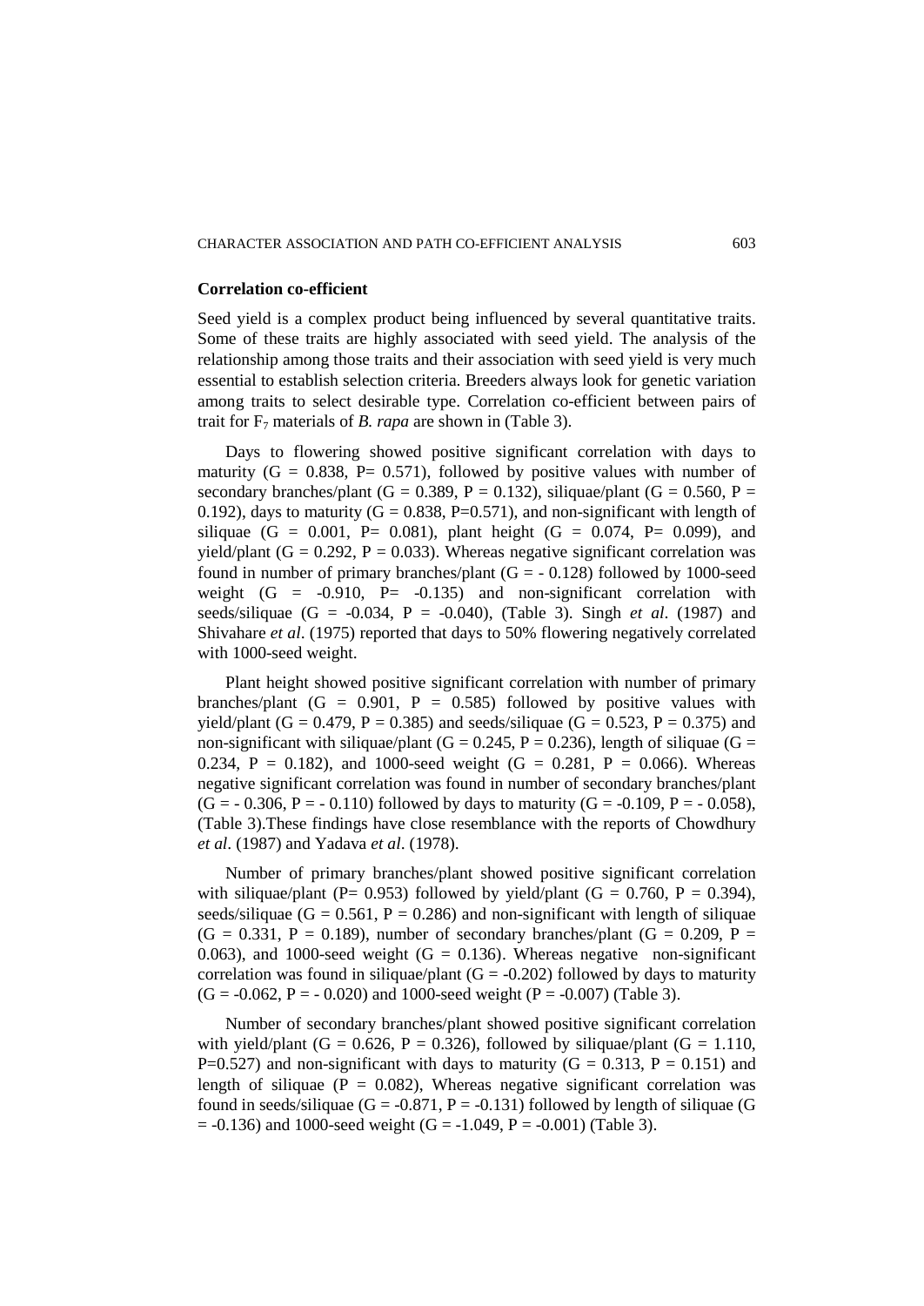## Correlation co-efficient

Seed yield is a complex product being influenced by several quantitative traits. Some of these traits are highly associated with seed yield. The analysis of the relationship among those traits and their association with seed yield is very much essential to establish selection criteria. Breeders always look for genetic variation among traits to select desirable type. Correlation co-efficient between pairs of trait for $F_7$ materials of *B. rapa* are shown in (Table 3).

Days to flowering showed positive significant correlation with days to maturity (G = 0.838, P= 0.571), followed by positive values with number of secondary branches/plant (G = 0.389, P = 0.132), siliquae/plant (G = 0.560, P = 0.192), days to maturity (G = 0.838, P=0.571), and non-significant with length of siliquae (G = 0.001, P= 0.081), plant height (G = 0.074, P= 0.099), and yield/plant (G = 0.292, P = 0.033). Whereas negative significant correlation was found in number of primary branches/plant (G = - 0.128) followed by 1000-seed weight (G = -0.910, P= -0.135) and non-significant correlation with seeds/siliquae (G = -0.034, P = -0.040), (Table 3). Singh *et al*. (1987) and Shivahare *et al*. (1975) reported that days to 50% flowering negatively correlated with 1000-seed weight.

Plant height showed positive significant correlation with number of primary branches/plant (G = 0.901, P = 0.585) followed by positive values with yield/plant (G = 0.479, P = 0.385) and seeds/siliquae (G = 0.523, P = 0.375) and non-significant with siliquae/plant (G = 0.245, P = 0.236), length of siliquae (G = 0.234, P = 0.182), and 1000-seed weight (G = 0.281, P = 0.066). Whereas negative significant correlation was found in number of secondary branches/plant (G = - 0.306, P = - 0.110) followed by days to maturity (G = -0.109, P = - 0.058), (Table 3).These findings have close resemblance with the reports of Chowdhury *et al*. (1987) and Yadava *et al*. (1978).

Number of primary branches/plant showed positive significant correlation with siliquae/plant (P= 0.953) followed by yield/plant (G = 0.760, P = 0.394), seeds/siliquae (G = 0.561, P = 0.286) and non-significant with length of siliquae (G = 0.331, P = 0.189), number of secondary branches/plant (G = 0.209, P = 0.063), and 1000-seed weight (G = 0.136). Whereas negative non-significant correlation was found in siliquae/plant (G = -0.202) followed by days to maturity (G = -0.062, P = - 0.020) and 1000-seed weight (P = -0.007) (Table 3).

Number of secondary branches/plant showed positive significant correlation with yield/plant (G = 0.626, P = 0.326), followed by siliquae/plant (G = 1.110, P=0.527) and non-significant with days to maturity (G = 0.313, P = 0.151) and length of siliquae (P = 0.082), Whereas negative significant correlation was found in seeds/siliquae (G = -0.871, P = -0.131) followed by length of siliquae (G = -0.136) and 1000-seed weight (G = -1.049, P = -0.001) (Table 3).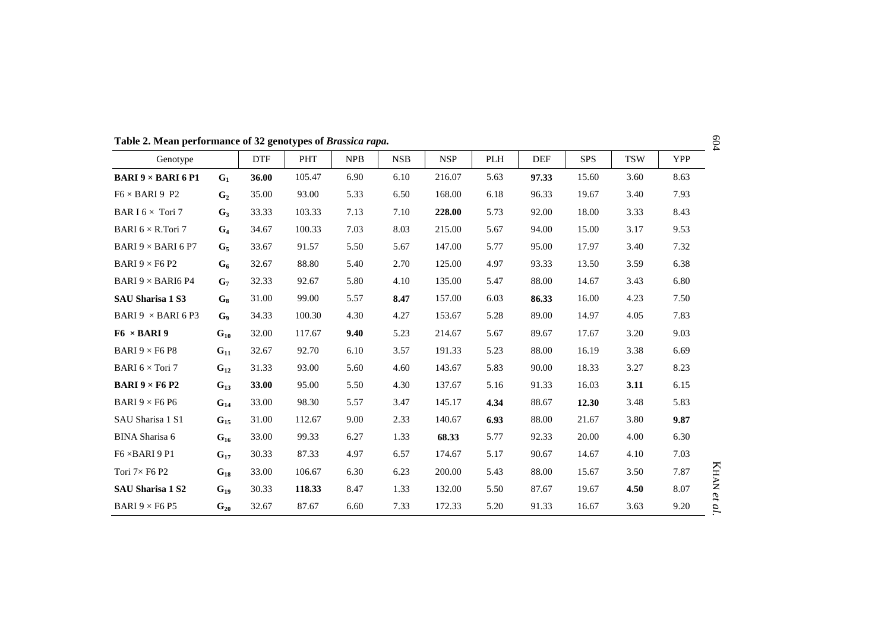**Table 2. Mean performance of 32 genotypes of *Brassica rapa*.**

| Genotype | | DTF | PHT | NPB | NSB | NSP | PLH | DEF | SPS | TSW | YPP |
|---|---|---|---|---|---|---|---|---|---|---|---|
| **BARI 9 × BARI 6 P1** | $G_1$ | **36.00** | 105.47 | 6.90 | 6.10 | 216.07 | 5.63 | **97.33** | 15.60 | 3.60 | 8.63 |
| F6 × BARI 9 P2 | $G_2$ | 35.00 | 93.00 | 5.33 | 6.50 | 168.00 | 6.18 | 96.33 | 19.67 | 3.40 | 7.93 |
| BAR I 6 × Tori 7 | $G_3$ | 33.33 | 103.33 | 7.13 | 7.10 | **228.00** | 5.73 | 92.00 | 18.00 | 3.33 | 8.43 |
| BARI 6 × R.Tori 7 | $G_4$ | 34.67 | 100.33 | 7.03 | 8.03 | 215.00 | 5.67 | 94.00 | 15.00 | 3.17 | 9.53 |
| BARI 9 × BARI 6 P7 | $G_5$ | 33.67 | 91.57 | 5.50 | 5.67 | 147.00 | 5.77 | 95.00 | 17.97 | 3.40 | 7.32 |
| BARI 9 × F6 P2 | $G_6$ | 32.67 | 88.80 | 5.40 | 2.70 | 125.00 | 4.97 | 93.33 | 13.50 | 3.59 | 6.38 |
| BARI 9 × BARI6 P4 | $G_7$ | 32.33 | 92.67 | 5.80 | 4.10 | 135.00 | 5.47 | 88.00 | 14.67 | 3.43 | 6.80 |
| **SAU Sharisa 1 S3** | $G_8$ | 31.00 | 99.00 | 5.57 | **8.47** | 157.00 | 6.03 | **86.33** | 16.00 | 4.23 | 7.50 |
| BARI 9 × BARI 6 P3 | $G_9$ | 34.33 | 100.30 | 4.30 | 4.27 | 153.67 | 5.28 | 89.00 | 14.97 | 4.05 | 7.83 |
| **F6 × BARI 9** | $G_{10}$ | 32.00 | 117.67 | **9.40** | 5.23 | 214.67 | 5.67 | 89.67 | 17.67 | 3.20 | 9.03 |
| BARI 9 × F6 P8 | $G_{11}$ | 32.67 | 92.70 | 6.10 | 3.57 | 191.33 | 5.23 | 88.00 | 16.19 | 3.38 | 6.69 |
| BARI 6 × Tori 7 | $G_{12}$ | 31.33 | 93.00 | 5.60 | 4.60 | 143.67 | 5.83 | 90.00 | 18.33 | 3.27 | 8.23 |
| **BARI 9 × F6 P2** | $G_{13}$ | **33.00** | 95.00 | 5.50 | 4.30 | 137.67 | 5.16 | 91.33 | 16.03 | **3.11** | 6.15 |
| BARI 9 × F6 P6 | $G_{14}$ | 33.00 | 98.30 | 5.57 | 3.47 | 145.17 | **4.34** | 88.67 | **12.30** | 3.48 | 5.83 |
| SAU Sharisa 1 S1 | $G_{15}$ | 31.00 | 112.67 | 9.00 | 2.33 | 140.67 | **6.93** | 88.00 | 21.67 | 3.80 | **9.87** |
| BINA Sharisa 6 | $G_{16}$ | 33.00 | 99.33 | 6.27 | 1.33 | **68.33** | 5.77 | 92.33 | 20.00 | 4.00 | 6.30 |
| F6 ×BARI 9 P1 | $G_{17}$ | 30.33 | 87.33 | 4.97 | 6.57 | 174.67 | 5.17 | 90.67 | 14.67 | 4.10 | 7.03 |
| Tori 7× F6 P2 | $G_{18}$ | 33.00 | 106.67 | 6.30 | 6.23 | 200.00 | 5.43 | 88.00 | 15.67 | 3.50 | 7.87 |
| **SAU Sharisa 1 S2** | $G_{19}$ | 30.33 | **118.33** | 8.47 | 1.33 | 132.00 | 5.50 | 87.67 | 19.67 | **4.50** | 8.07 |
| BARI 9 × F6 P5 | $G_{20}$ | 32.67 | 87.67 | 6.60 | 7.33 | 172.33 | 5.20 | 91.33 | 16.67 | 3.63 | 9.20 |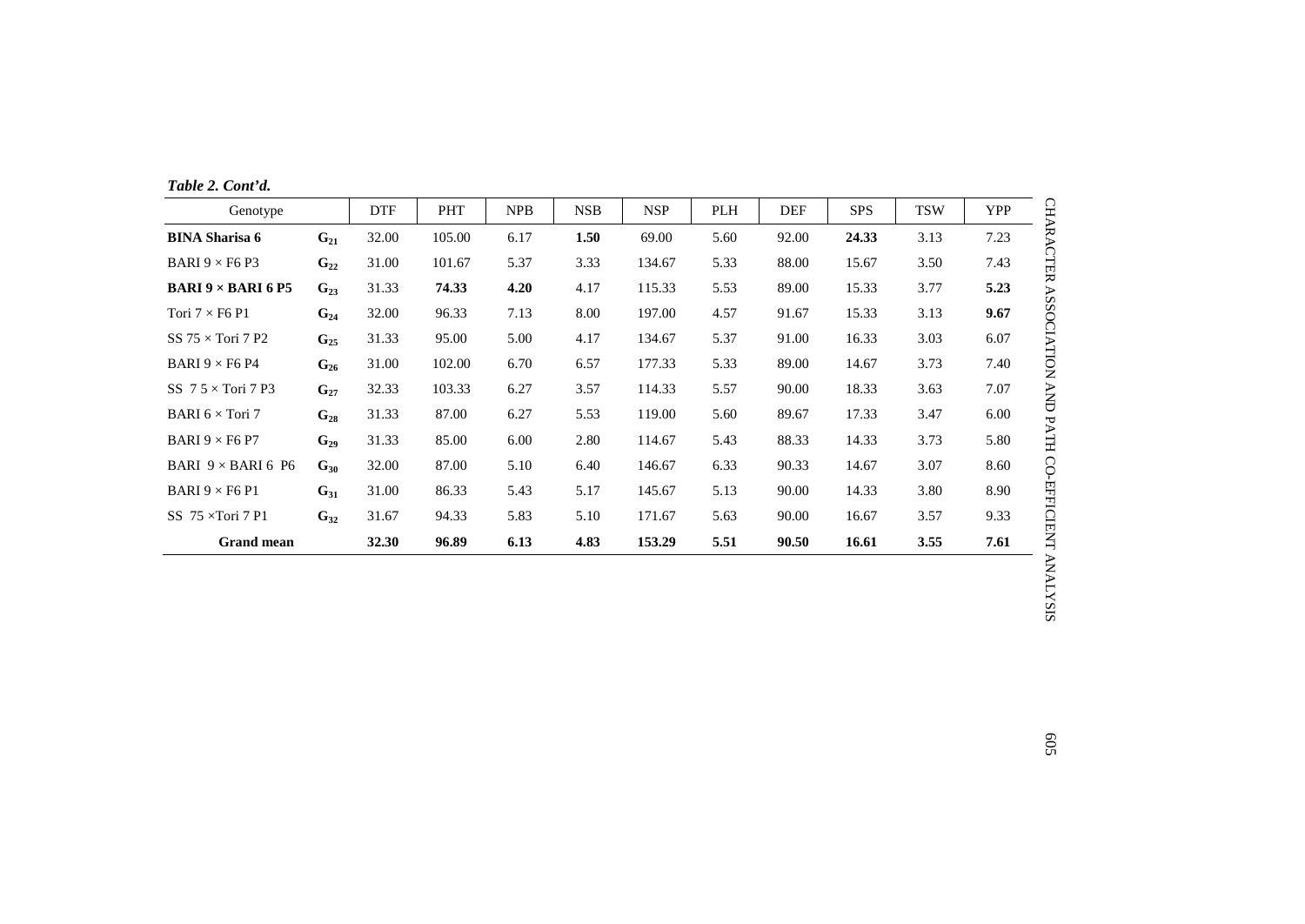*Table 2. Cont'd.*

| Genotype | | DTF | PHT | NPB | NSB | NSP | PLH | DEF | SPS | TSW | YPP |
|---|---|---|---|---|---|---|---|---|---|---|---|
| **BINA Sharisa 6** | $G_{21}$ | 32.00 | 105.00 | 6.17 | **1.50** | 69.00 | 5.60 | 92.00 | **24.33** | 3.13 | 7.23 |
| BARI 9 × F6 P3 | $G_{22}$ | 31.00 | 101.67 | 5.37 | 3.33 | 134.67 | 5.33 | 88.00 | 15.67 | 3.50 | 7.43 |
| **BARI 9 × BARI 6 P5** | $G_{23}$ | 31.33 | **74.33** | **4.20** | 4.17 | 115.33 | 5.53 | 89.00 | 15.33 | 3.77 | **5.23** |
| Tori 7 × F6 P1 | $G_{24}$ | 32.00 | 96.33 | 7.13 | 8.00 | 197.00 | 4.57 | 91.67 | 15.33 | 3.13 | **9.67** |
| SS 75 × Tori 7 P2 | $G_{25}$ | 31.33 | 95.00 | 5.00 | 4.17 | 134.67 | 5.37 | 91.00 | 16.33 | 3.03 | 6.07 |
| BARI 9 × F6 P4 | $G_{26}$ | 31.00 | 102.00 | 6.70 | 6.57 | 177.33 | 5.33 | 89.00 | 14.67 | 3.73 | 7.40 |
| SS 7 5 × Tori 7 P3 | $G_{27}$ | 32.33 | 103.33 | 6.27 | 3.57 | 114.33 | 5.57 | 90.00 | 18.33 | 3.63 | 7.07 |
| BARI 6 × Tori 7 | $G_{28}$ | 31.33 | 87.00 | 6.27 | 5.53 | 119.00 | 5.60 | 89.67 | 17.33 | 3.47 | 6.00 |
| BARI 9 × F6 P7 | $G_{29}$ | 31.33 | 85.00 | 6.00 | 2.80 | 114.67 | 5.43 | 88.33 | 14.33 | 3.73 | 5.80 |
| BARI 9 × BARI 6 P6 | $G_{30}$ | 32.00 | 87.00 | 5.10 | 6.40 | 146.67 | 6.33 | 90.33 | 14.67 | 3.07 | 8.60 |
| BARI 9 × F6 P1 | $G_{31}$ | 31.00 | 86.33 | 5.43 | 5.17 | 145.67 | 5.13 | 90.00 | 14.33 | 3.80 | 8.90 |
| SS 75 ×Tori 7 P1 | $G_{32}$ | 31.67 | 94.33 | 5.83 | 5.10 | 171.67 | 5.63 | 90.00 | 16.67 | 3.57 | 9.33 |
| **Grand mean** | | **32.30** | **96.89** | **6.13** | **4.83** | **153.29** | **5.51** | **90.50** | **16.61** | **3.55** | **7.61** |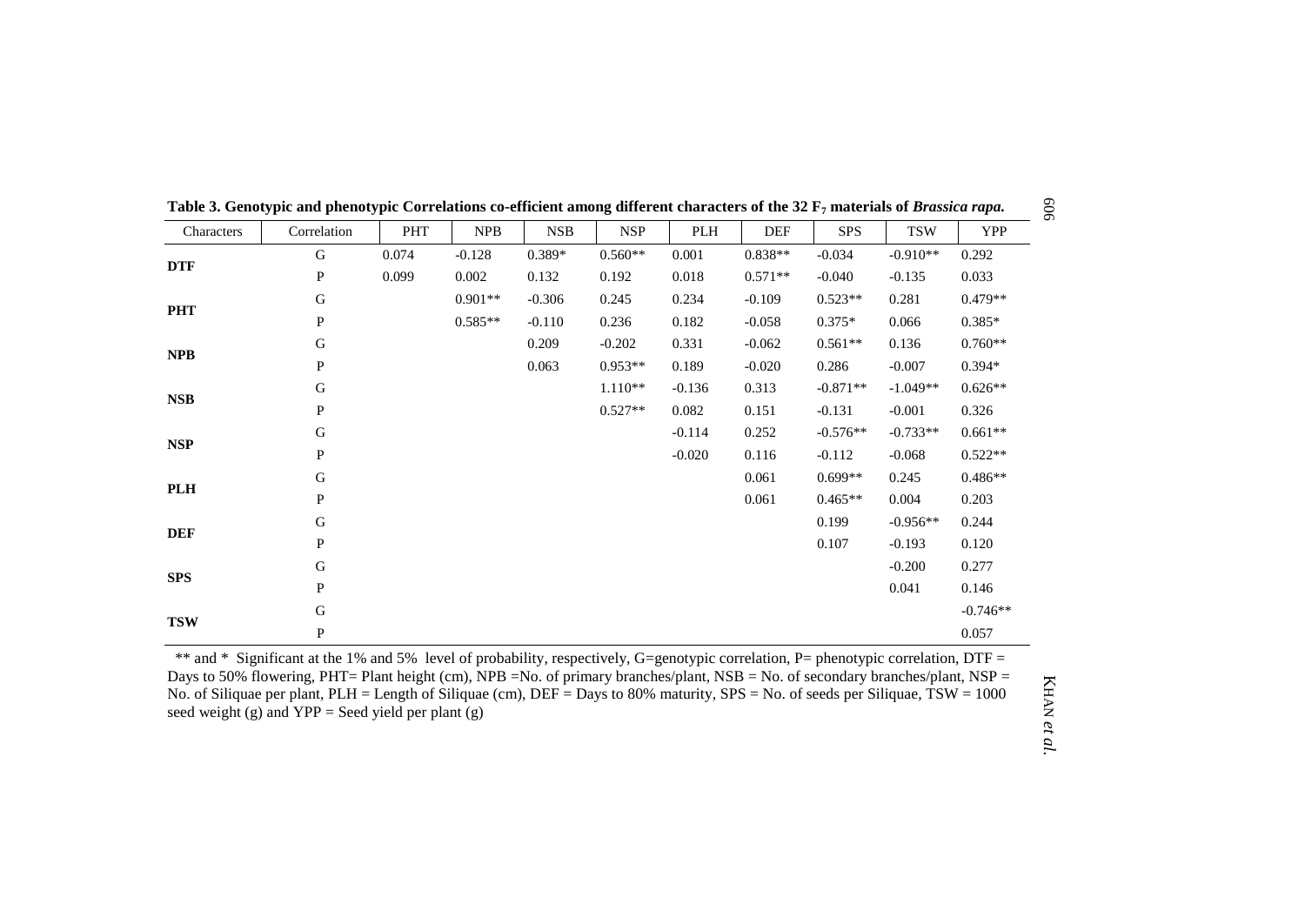**Table 3. Genotypic and phenotypic Correlations co-efficient among different characters of the 32 $F_7$ materials of *Brassica rapa.***

| Characters | Correlation | PHT | NPB | NSB | NSP | PLH | DEF | SPS | TSW | YPP |
|---|---|---|---|---|---|---|---|---|---|---|
| **DTF** | G | 0.074 | -0.128 | 0.389* | 0.560** | 0.001 | 0.838** | -0.034 | -0.910** | 0.292 |
| | P | 0.099 | 0.002 | 0.132 | 0.192 | 0.018 | 0.571** | -0.040 | -0.135 | 0.033 |
| **PHT** | G | | 0.901** | -0.306 | 0.245 | 0.234 | -0.109 | 0.523** | 0.281 | 0.479** |
| | P | | 0.585** | -0.110 | 0.236 | 0.182 | -0.058 | 0.375* | 0.066 | 0.385* |
| **NPB** | G | | | 0.209 | -0.202 | 0.331 | -0.062 | 0.561** | 0.136 | 0.760** |
| | P | | | 0.063 | 0.953** | 0.189 | -0.020 | 0.286 | -0.007 | 0.394* |
| **NSB** | G | | | | 1.110** | -0.136 | 0.313 | -0.871** | -1.049** | 0.626** |
| | P | | | | 0.527** | 0.082 | 0.151 | -0.131 | -0.001 | 0.326 |
| **NSP** | G | | | | | -0.114 | 0.252 | -0.576** | -0.733** | 0.661** |
| | P | | | | | -0.020 | 0.116 | -0.112 | -0.068 | 0.522** |
| **PLH** | G | | | | | | 0.061 | 0.699** | 0.245 | 0.486** |
| | P | | | | | | 0.061 | 0.465** | 0.004 | 0.203 |
| **DEF** | G | | | | | | | 0.199 | -0.956** | 0.244 |
| | P | | | | | | | 0.107 | -0.193 | 0.120 |
| **SPS** | G | | | | | | | | -0.200 | 0.277 |
| | P | | | | | | | | 0.041 | 0.146 |
| **TSW** | G | | | | | | | | | -0.746** |
| | P | | | | | | | | | 0.057 |

** and * Significant at the 1% and 5% level of probability, respectively, G=genotypic correlation, P= phenotypic correlation, DTF = Days to 50% flowering, PHT= Plant height (cm), NPB =No. of primary branches/plant, NSB = No. of secondary branches/plant, NSP = No. of Siliquae per plant, PLH = Length of Siliquae (cm), DEF = Days to 80% maturity, SPS = No. of seeds per Siliquae, TSW = 1000 seed weight (g) and YPP = Seed yield per plant (g)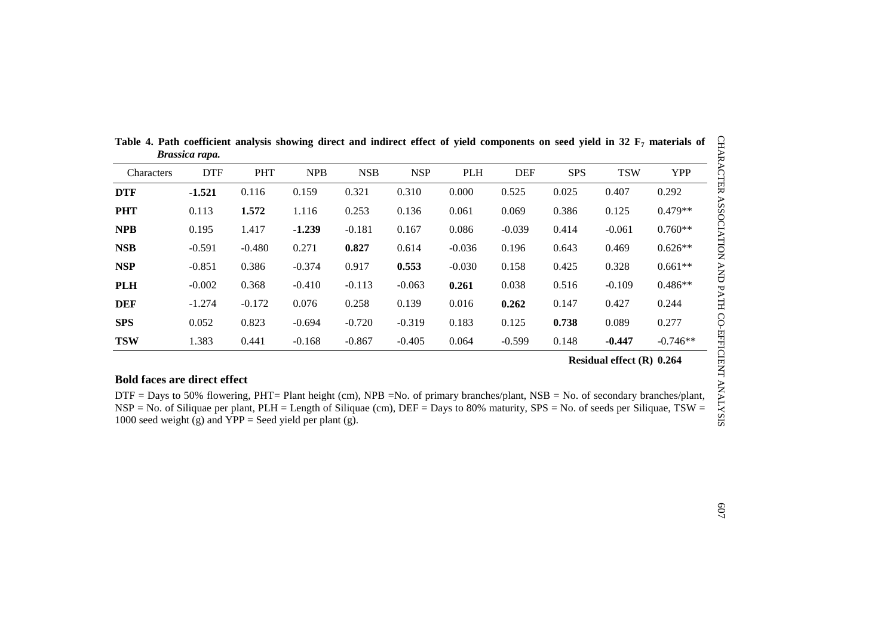**Table 4. Path coefficient analysis showing direct and indirect effect of yield components on seed yield in 32 $F_7$ materials of *Brassica rapa.***

| Characters | DTF | PHT | NPB | NSB | NSP | PLH | DEF | SPS | TSW | YPP |
|---|---|---|---|---|---|---|---|---|---|---|
| **DTF** | **-1.521** | 0.116 | 0.159 | 0.321 | 0.310 | 0.000 | 0.525 | 0.025 | 0.407 | 0.292 |
| **PHT** | 0.113 | **1.572** | 1.116 | 0.253 | 0.136 | 0.061 | 0.069 | 0.386 | 0.125 | 0.479** |
| **NPB** | 0.195 | 1.417 | **-1.239** | -0.181 | 0.167 | 0.086 | -0.039 | 0.414 | -0.061 | 0.760** |
| **NSB** | -0.591 | -0.480 | 0.271 | **0.827** | 0.614 | -0.036 | 0.196 | 0.643 | 0.469 | 0.626** |
| **NSP** | -0.851 | 0.386 | -0.374 | 0.917 | **0.553** | -0.030 | 0.158 | 0.425 | 0.328 | 0.661** |
| **PLH** | -0.002 | 0.368 | -0.410 | -0.113 | -0.063 | **0.261** | 0.038 | 0.516 | -0.109 | 0.486** |
| **DEF** | -1.274 | -0.172 | 0.076 | 0.258 | 0.139 | 0.016 | **0.262** | 0.147 | 0.427 | 0.244 |
| **SPS** | 0.052 | 0.823 | -0.694 | -0.720 | -0.319 | 0.183 | 0.125 | **0.738** | 0.089 | 0.277 |
| **TSW** | 1.383 | 0.441 | -0.168 | -0.867 | -0.405 | 0.064 | -0.599 | 0.148 | **-0.447** | -0.746** |

**Residual effect (R) 0.264**

**Bold faces are direct effect**

DTF = Days to 50% flowering, PHT= Plant height (cm), NPB =No. of primary branches/plant, NSB = No. of secondary branches/plant, NSP = No. of Siliquae per plant, PLH = Length of Siliquae (cm), DEF = Days to 80% maturity, SPS = No. of seeds per Siliquae, TSW = 1000 seed weight (g) and YPP = Seed yield per plant (g).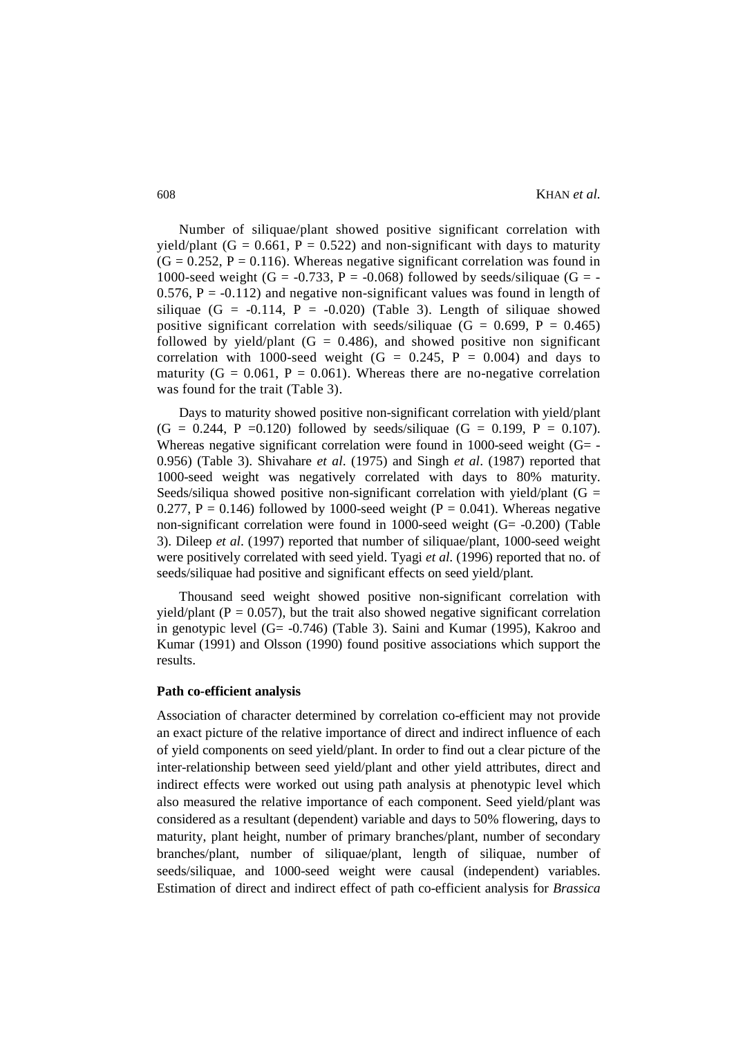Number of siliquae/plant showed positive significant correlation with yield/plant (G = 0.661, P = 0.522) and non-significant with days to maturity (G = 0.252, P = 0.116). Whereas negative significant correlation was found in 1000-seed weight (G = -0.733, P = -0.068) followed by seeds/siliquae (G = -0.576, P = -0.112) and negative non-significant values was found in length of siliquae (G = -0.114, P = -0.020) (Table 3). Length of siliquae showed positive significant correlation with seeds/siliquae (G = 0.699, P = 0.465) followed by yield/plant (G = 0.486), and showed positive non significant correlation with 1000-seed weight (G = 0.245, P = 0.004) and days to maturity (G = 0.061, P = 0.061). Whereas there are no-negative correlation was found for the trait (Table 3).

Days to maturity showed positive non-significant correlation with yield/plant (G = 0.244, P =0.120) followed by seeds/siliquae (G = 0.199, P = 0.107). Whereas negative significant correlation were found in 1000-seed weight (G= -0.956) (Table 3). Shivahare *et al*. (1975) and Singh *et al*. (1987) reported that 1000-seed weight was negatively correlated with days to 80% maturity. Seeds/siliqua showed positive non-significant correlation with yield/plant (G = 0.277, P = 0.146) followed by 1000-seed weight (P = 0.041). Whereas negative non-significant correlation were found in 1000-seed weight (G= -0.200) (Table 3). Dileep *et al*. (1997) reported that number of siliquae/plant, 1000-seed weight were positively correlated with seed yield. Tyagi *et al*. (1996) reported that no. of seeds/siliquae had positive and significant effects on seed yield/plant.

Thousand seed weight showed positive non-significant correlation with yield/plant (P = 0.057), but the trait also showed negative significant correlation in genotypic level (G= -0.746) (Table 3). Saini and Kumar (1995), Kakroo and Kumar (1991) and Olsson (1990) found positive associations which support the results.

**Path co-efficient analysis**

Association of character determined by correlation co-efficient may not provide an exact picture of the relative importance of direct and indirect influence of each of yield components on seed yield/plant. In order to find out a clear picture of the inter-relationship between seed yield/plant and other yield attributes, direct and indirect effects were worked out using path analysis at phenotypic level which also measured the relative importance of each component. Seed yield/plant was considered as a resultant (dependent) variable and days to 50% flowering, days to maturity, plant height, number of primary branches/plant, number of secondary branches/plant, number of siliquae/plant, length of siliquae, number of seeds/siliquae, and 1000-seed weight were causal (independent) variables. Estimation of direct and indirect effect of path co-efficient analysis for *Brassica*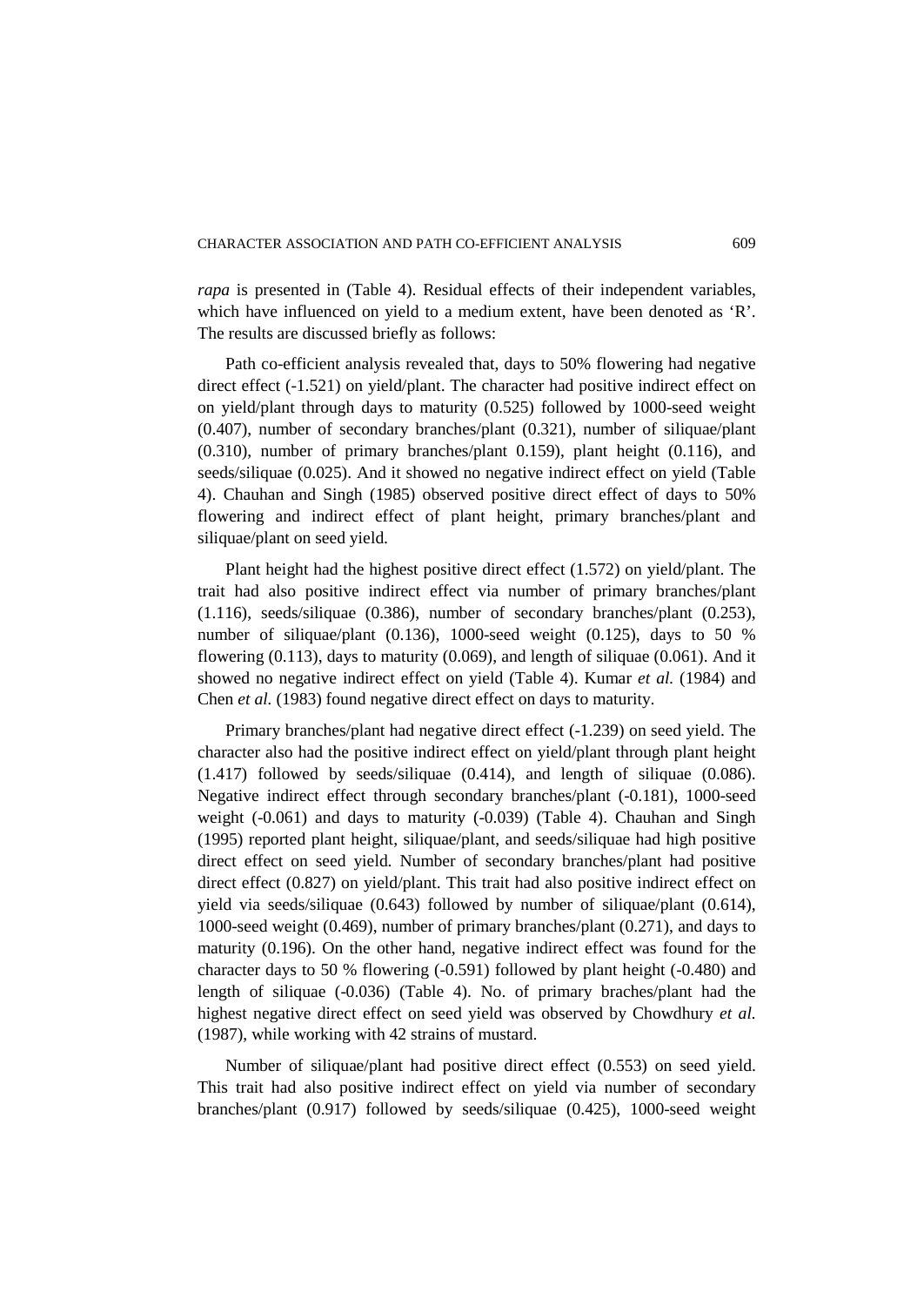*rapa* is presented in (Table 4). Residual effects of their independent variables, which have influenced on yield to a medium extent, have been denoted as 'R'. The results are discussed briefly as follows:

Path co-efficient analysis revealed that, days to 50% flowering had negative direct effect (-1.521) on yield/plant. The character had positive indirect effect on on yield/plant through days to maturity (0.525) followed by 1000-seed weight (0.407), number of secondary branches/plant (0.321), number of siliquae/plant (0.310), number of primary branches/plant 0.159), plant height (0.116), and seeds/siliquae (0.025). And it showed no negative indirect effect on yield (Table 4). Chauhan and Singh (1985) observed positive direct effect of days to 50% flowering and indirect effect of plant height, primary branches/plant and siliquae/plant on seed yield.

Plant height had the highest positive direct effect (1.572) on yield/plant. The trait had also positive indirect effect via number of primary branches/plant (1.116), seeds/siliquae (0.386), number of secondary branches/plant (0.253), number of siliquae/plant (0.136), 1000-seed weight (0.125), days to 50 % flowering (0.113), days to maturity (0.069), and length of siliquae (0.061). And it showed no negative indirect effect on yield (Table 4). Kumar *et al.* (1984) and Chen *et al.* (1983) found negative direct effect on days to maturity.

Primary branches/plant had negative direct effect (-1.239) on seed yield. The character also had the positive indirect effect on yield/plant through plant height (1.417) followed by seeds/siliquae (0.414), and length of siliquae (0.086). Negative indirect effect through secondary branches/plant (-0.181), 1000-seed weight (-0.061) and days to maturity (-0.039) (Table 4). Chauhan and Singh (1995) reported plant height, siliquae/plant, and seeds/siliquae had high positive direct effect on seed yield. Number of secondary branches/plant had positive direct effect (0.827) on yield/plant. This trait had also positive indirect effect on yield via seeds/siliquae (0.643) followed by number of siliquae/plant (0.614), 1000-seed weight (0.469), number of primary branches/plant (0.271), and days to maturity (0.196). On the other hand, negative indirect effect was found for the character days to 50 % flowering (-0.591) followed by plant height (-0.480) and length of siliquae (-0.036) (Table 4). No. of primary braches/plant had the highest negative direct effect on seed yield was observed by Chowdhury *et al.* (1987), while working with 42 strains of mustard.

Number of siliquae/plant had positive direct effect (0.553) on seed yield. This trait had also positive indirect effect on yield via number of secondary branches/plant (0.917) followed by seeds/siliquae (0.425), 1000-seed weight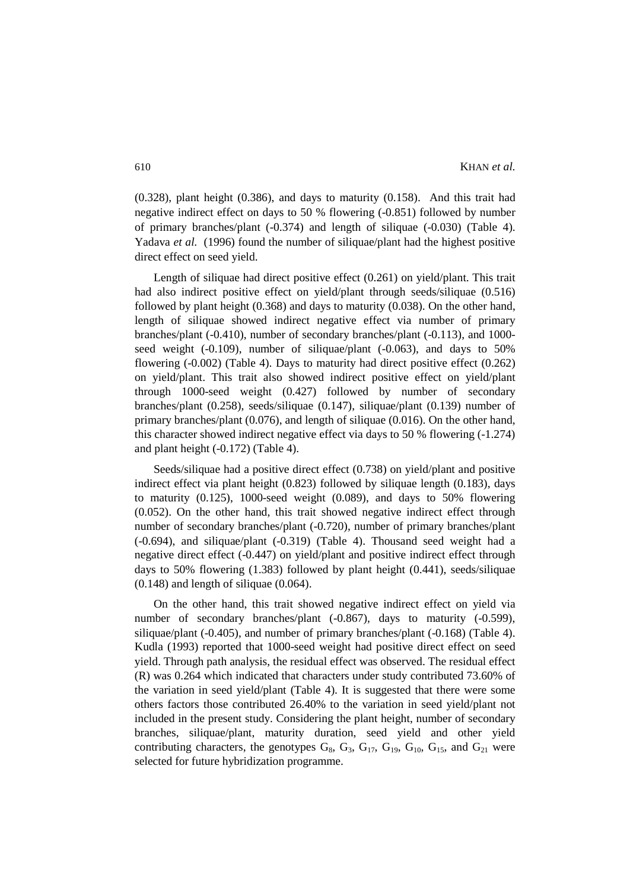(0.328), plant height (0.386), and days to maturity (0.158). And this trait had negative indirect effect on days to 50 % flowering (-0.851) followed by number of primary branches/plant (-0.374) and length of siliquae (-0.030) (Table 4). Yadava *et al.* (1996) found the number of siliquae/plant had the highest positive direct effect on seed yield.

Length of siliquae had direct positive effect (0.261) on yield/plant. This trait had also indirect positive effect on yield/plant through seeds/siliquae (0.516) followed by plant height (0.368) and days to maturity (0.038). On the other hand, length of siliquae showed indirect negative effect via number of primary branches/plant (-0.410), number of secondary branches/plant (-0.113), and 1000-seed weight (-0.109), number of siliquae/plant (-0.063), and days to 50% flowering (-0.002) (Table 4). Days to maturity had direct positive effect (0.262) on yield/plant. This trait also showed indirect positive effect on yield/plant through 1000-seed weight (0.427) followed by number of secondary branches/plant (0.258), seeds/siliquae (0.147), siliquae/plant (0.139) number of primary branches/plant (0.076), and length of siliquae (0.016). On the other hand, this character showed indirect negative effect via days to 50 % flowering (-1.274) and plant height (-0.172) (Table 4).

Seeds/siliquae had a positive direct effect (0.738) on yield/plant and positive indirect effect via plant height (0.823) followed by siliquae length (0.183), days to maturity (0.125), 1000-seed weight (0.089), and days to 50% flowering (0.052). On the other hand, this trait showed negative indirect effect through number of secondary branches/plant (-0.720), number of primary branches/plant (-0.694), and siliquae/plant (-0.319) (Table 4). Thousand seed weight had a negative direct effect (-0.447) on yield/plant and positive indirect effect through days to 50% flowering (1.383) followed by plant height (0.441), seeds/siliquae (0.148) and length of siliquae (0.064).

On the other hand, this trait showed negative indirect effect on yield via number of secondary branches/plant (-0.867), days to maturity (-0.599), siliquae/plant (-0.405), and number of primary branches/plant (-0.168) (Table 4). Kudla (1993) reported that 1000-seed weight had positive direct effect on seed yield. Through path analysis, the residual effect was observed. The residual effect (R) was 0.264 which indicated that characters under study contributed 73.60% of the variation in seed yield/plant (Table 4). It is suggested that there were some others factors those contributed 26.40% to the variation in seed yield/plant not included in the present study. Considering the plant height, number of secondary branches, siliquae/plant, maturity duration, seed yield and other yield contributing characters, the genotypes $G_8$, $G_3$, $G_{17}$, $G_{19}$, $G_{10}$, $G_{15}$, and $G_{21}$ were selected for future hybridization programme.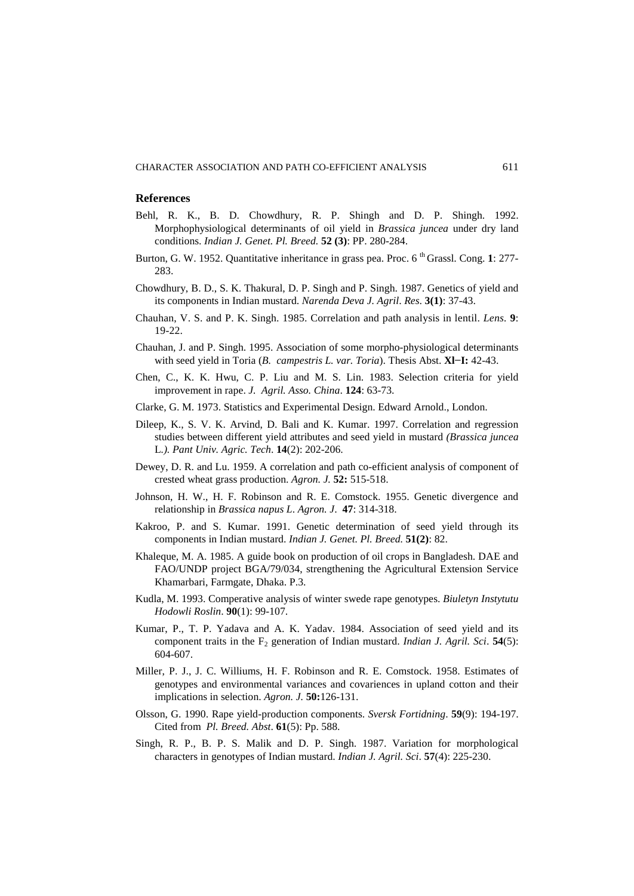## References

Behl, R. K., B. D. Chowdhury, R. P. Shingh and D. P. Shingh. 1992. Morphophysiological determinants of oil yield in *Brassica juncea* under dry land conditions. *Indian J. Genet. Pl. Breed.* **52 (3)**: PP. 280-284.

Burton, G. W. 1952. Quantitative inheritance in grass pea. Proc. 6 th Grassl. Cong. **1**: 277-283.

Chowdhury, B. D., S. K. Thakural, D. P. Singh and P. Singh. 1987. Genetics of yield and its components in Indian mustard. *Narenda Deva J. Agril. Res.* **3(1)**: 37-43.

Chauhan, V. S. and P. K. Singh. 1985. Correlation and path analysis in lentil. *Lens.* **9**: 19-22.

Chauhan, J. and P. Singh. 1995. Association of some morpho-physiological determinants with seed yield in Toria (*B. campestris L. var. Toria*). Thesis Abst. **Xl−I:** 42-43.

Chen, C., K. K. Hwu, C. P. Liu and M. S. Lin. 1983. Selection criteria for yield improvement in rape. *J. Agril. Asso. China*. **124**: 63-73.

Clarke, G. M. 1973. Statistics and Experimental Design. Edward Arnold., London.

Dileep, K., S. V. K. Arvind, D. Bali and K. Kumar. 1997. Correlation and regression studies between different yield attributes and seed yield in mustard *(Brassica juncea* L.*). Pant Univ. Agric. Tech*. **14**(2): 202-206.

Dewey, D. R. and Lu. 1959. A correlation and path co-efficient analysis of component of crested wheat grass production. *Agron. J.* **52:** 515-518.

Johnson, H. W., H. F. Robinson and R. E. Comstock. 1955. Genetic divergence and relationship in *Brassica napus L*. *Agron. J*. **47**: 314-318.

Kakroo, P. and S. Kumar. 1991. Genetic determination of seed yield through its components in Indian mustard. *Indian J. Genet. Pl. Breed.* **51(2)**: 82.

Khaleque, M. A. 1985. A guide book on production of oil crops in Bangladesh. DAE and FAO/UNDP project BGA/79/034, strengthening the Agricultural Extension Service Khamarbari, Farmgate, Dhaka. P.3.

Kudla, M. 1993. Comperative analysis of winter swede rape genotypes. *Biuletyn Instytutu Hodowli Roslin*. **90**(1): 99-107.

Kumar, P., T. P. Yadava and A. K. Yadav. 1984. Association of seed yield and its component traits in the $F_2$ generation of Indian mustard. *Indian J. Agril. Sci*. **54**(5): 604-607.

Miller, P. J., J. C. Williums, H. F. Robinson and R. E. Comstock. 1958. Estimates of genotypes and environmental variances and covariences in upland cotton and their implications in selection. *Agron. J.* **50:**126-131.

Olsson, G. 1990. Rape yield-production components. *Sversk Fortidning*. **59**(9): 194-197. Cited from *Pl. Breed. Abst*. **61**(5): Pp. 588.

Singh, R. P., B. P. S. Malik and D. P. Singh. 1987. Variation for morphological characters in genotypes of Indian mustard. *Indian J. Agril. Sci*. **57**(4): 225-230.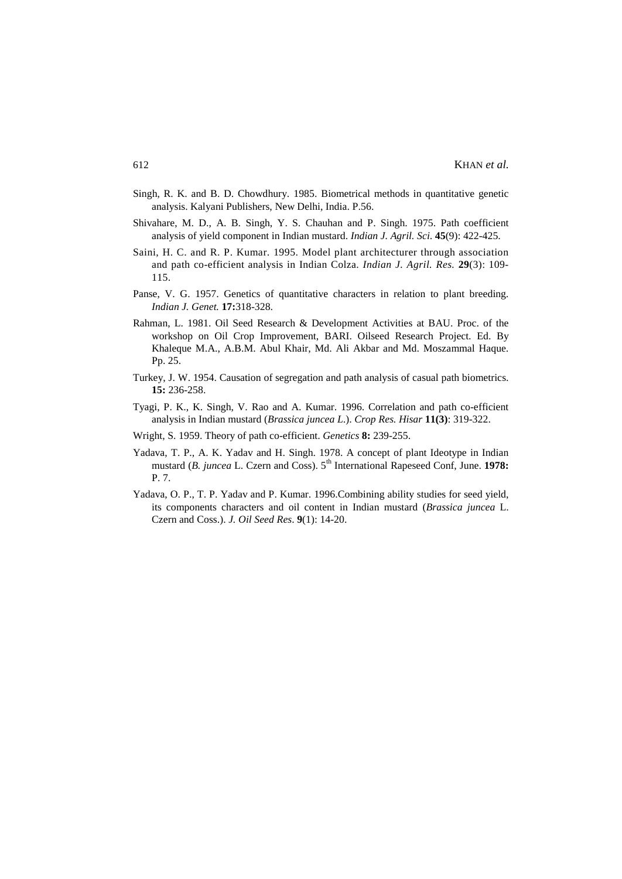Singh, R. K. and B. D. Chowdhury. 1985. Biometrical methods in quantitative genetic analysis. Kalyani Publishers, New Delhi, India. P.56.

Shivahare, M. D., A. B. Singh, Y. S. Chauhan and P. Singh. 1975. Path coefficient analysis of yield component in Indian mustard. *Indian J. Agril. Sci.* **45**(9): 422-425.

Saini, H. C. and R. P. Kumar. 1995. Model plant architecturer through association and path co-efficient analysis in Indian Colza. *Indian J. Agril. Res.* **29**(3): 109-115.

Panse, V. G. 1957. Genetics of quantitative characters in relation to plant breeding. *Indian J. Genet.* **17:**318-328.

Rahman, L. 1981. Oil Seed Research & Development Activities at BAU. Proc. of the workshop on Oil Crop Improvement, BARI. Oilseed Research Project. Ed. By Khaleque M.A., A.B.M. Abul Khair, Md. Ali Akbar and Md. Moszammal Haque. Pp. 25.

Turkey, J. W. 1954. Causation of segregation and path analysis of casual path biometrics. **15:** 236-258.

Tyagi, P. K., K. Singh, V. Rao and A. Kumar. 1996. Correlation and path co-efficient analysis in Indian mustard (*Brassica juncea L.*). *Crop Res. Hisar* **11(3)**: 319-322.

Wright, S. 1959. Theory of path co-efficient. *Genetics* **8:** 239-255.

Yadava, T. P., A. K. Yadav and H. Singh. 1978. A concept of plant Ideotype in Indian mustard (*B. juncea* L. Czern and Coss). 5th International Rapeseed Conf, June. **1978:** P. 7.

Yadava, O. P., T. P. Yadav and P. Kumar. 1996.Combining ability studies for seed yield, its components characters and oil content in Indian mustard (*Brassica juncea* L. Czern and Coss.). *J. Oil Seed Res*. **9**(1): 14-20.